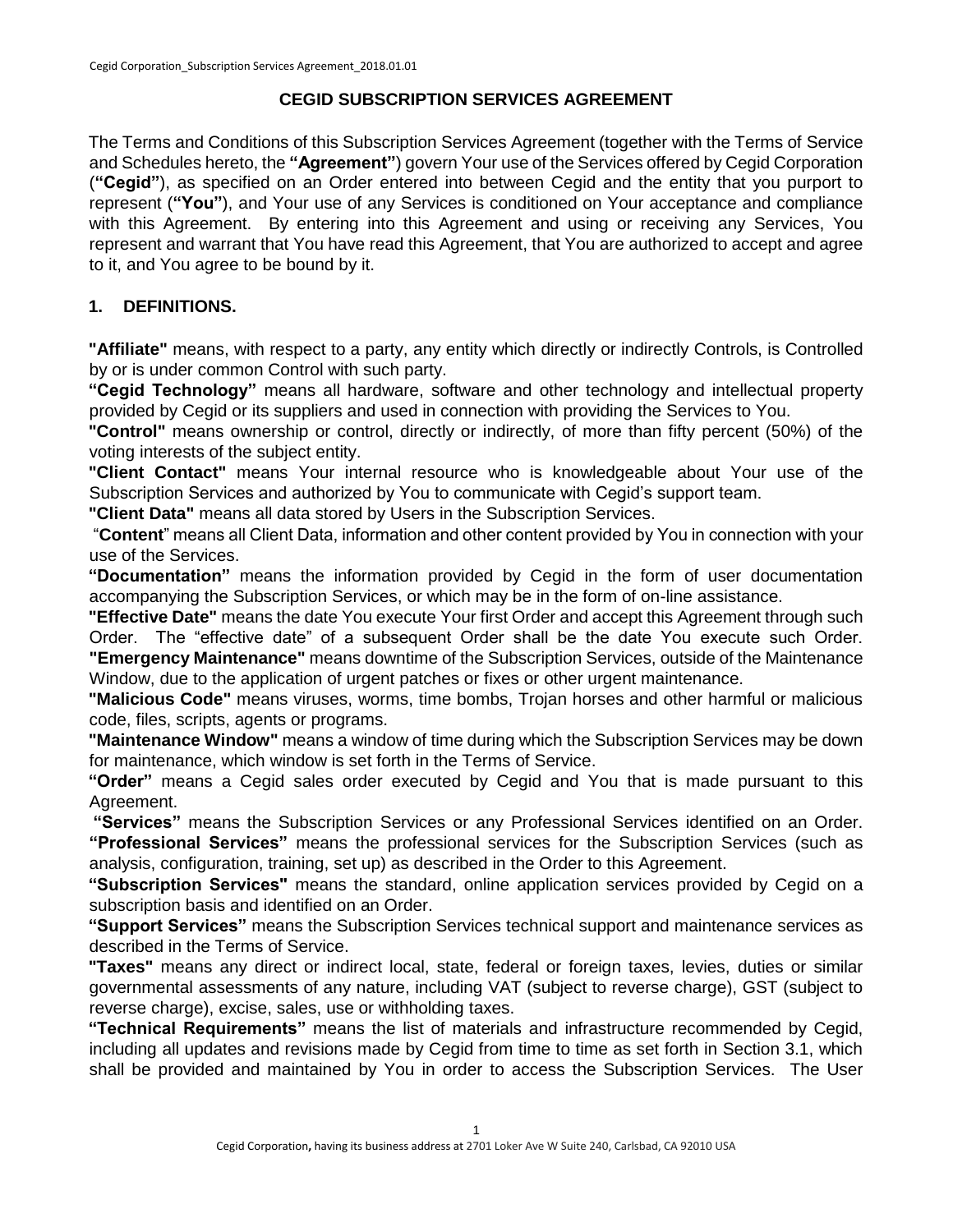# CEGID SUBSCRIPTION SERVICES AGREEMENT

The Terms and Conditions of this Subscription Services Agreement (together with the Terms of Service and Schedules hereto, the **"Agreement"**) govern Your use of the Services offered by Cegid Corporation (**"Cegid"**), as specified on an Order entered into between Cegid and the entity that you purport to represent (**"You"**), and Your use of any Services is conditioned on Your acceptance and compliance with this Agreement. By entering into this Agreement and using or receiving any Services, You represent and warrant that You have read this Agreement, that You are authorized to accept and agree to it, and You agree to be bound by it.

## 1. DEFINITIONS.

**"Affiliate"** means, with respect to a party, any entity which directly or indirectly Controls, is Controlled by or is under common Control with such party.

**"Cegid Technology"** means all hardware, software and other technology and intellectual property provided by Cegid or its suppliers and used in connection with providing the Services to You.

**"Control"** means ownership or control, directly or indirectly, of more than fifty percent (50%) of the voting interests of the subject entity.

**"Client Contact"** means Your internal resource who is knowledgeable about Your use of the Subscription Services and authorized by You to communicate with Cegid's support team.

**"Client Data"** means all data stored by Users in the Subscription Services.

"**Content**" means all Client Data, information and other content provided by You in connection with your use of the Services.

**"Documentation"** means the information provided by Cegid in the form of user documentation accompanying the Subscription Services, or which may be in the form of on-line assistance.

**"Effective Date"** means the date You execute Your first Order and accept this Agreement through such Order. The "effective date" of a subsequent Order shall be the date You execute such Order.

**"Emergency Maintenance"** means downtime of the Subscription Services, outside of the Maintenance Window, due to the application of urgent patches or fixes or other urgent maintenance.

**"Malicious Code"** means viruses, worms, time bombs, Trojan horses and other harmful or malicious code, files, scripts, agents or programs.

**"Maintenance Window"** means a window of time during which the Subscription Services may be down for maintenance, which window is set forth in the Terms of Service.

**"Order"** means a Cegid sales order executed by Cegid and You that is made pursuant to this Agreement.

**"Services"** means the Subscription Services or any Professional Services identified on an Order.

**"Professional Services"** means the professional services for the Subscription Services (such as analysis, configuration, training, set up) as described in the Order to this Agreement.

**"Subscription Services"** means the standard, online application services provided by Cegid on a subscription basis and identified on an Order.

**"Support Services"** means the Subscription Services technical support and maintenance services as described in the Terms of Service.

**"Taxes"** means any direct or indirect local, state, federal or foreign taxes, levies, duties or similar governmental assessments of any nature, including VAT (subject to reverse charge), GST (subject to reverse charge), excise, sales, use or withholding taxes.

**"Technical Requirements"** means the list of materials and infrastructure recommended by Cegid, including all updates and revisions made by Cegid from time to time as set forth in Section 3.1, which shall be provided and maintained by You in order to access the Subscription Services. The User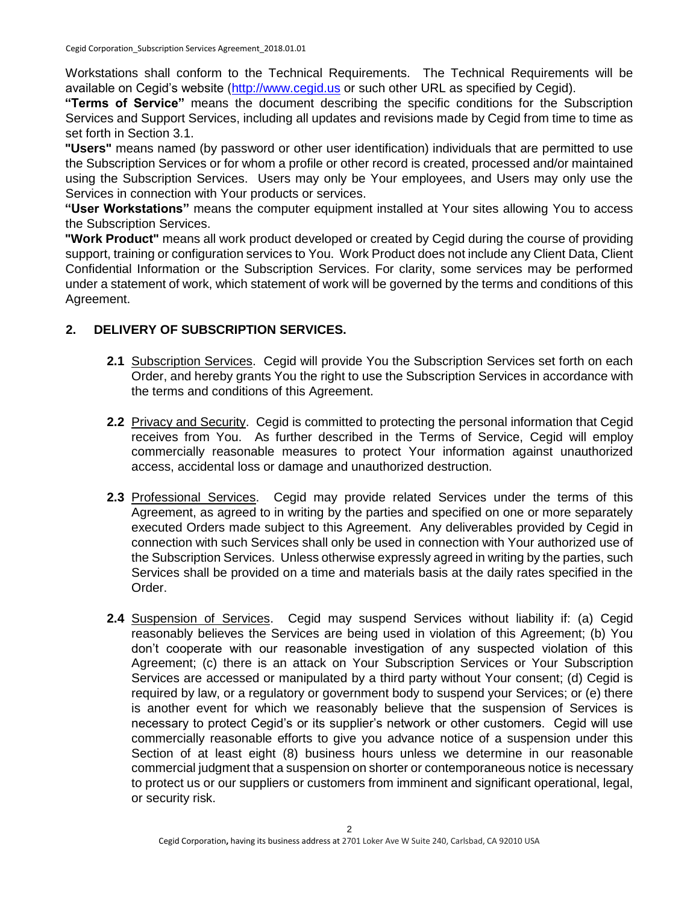Workstations shall conform to the Technical Requirements. The Technical Requirements will be available on Cegid's website (http://www.cegid.us or such other URL as specified by Cegid).

**"Terms of Service"** means the document describing the specific conditions for the Subscription Services and Support Services, including all updates and revisions made by Cegid from time to time as set forth in Section 3.1.

**"Users"** means named (by password or other user identification) individuals that are permitted to use the Subscription Services or for whom a profile or other record is created, processed and/or maintained using the Subscription Services. Users may only be Your employees, and Users may only use the Services in connection with Your products or services.

**"User Workstations"** means the computer equipment installed at Your sites allowing You to access the Subscription Services.

**"Work Product"** means all work product developed or created by Cegid during the course of providing support, training or configuration services to You. Work Product does not include any Client Data, Client Confidential Information or the Subscription Services. For clarity, some services may be performed under a statement of work, which statement of work will be governed by the terms and conditions of this Agreement.

## 2. DELIVERY OF SUBSCRIPTION SERVICES.

**2.1** Subscription Services. Cegid will provide You the Subscription Services set forth on each Order, and hereby grants You the right to use the Subscription Services in accordance with the terms and conditions of this Agreement.

**2.2** Privacy and Security. Cegid is committed to protecting the personal information that Cegid receives from You. As further described in the Terms of Service, Cegid will employ commercially reasonable measures to protect Your information against unauthorized access, accidental loss or damage and unauthorized destruction.

**2.3** Professional Services. Cegid may provide related Services under the terms of this Agreement, as agreed to in writing by the parties and specified on one or more separately executed Orders made subject to this Agreement. Any deliverables provided by Cegid in connection with such Services shall only be used in connection with Your authorized use of the Subscription Services. Unless otherwise expressly agreed in writing by the parties, such Services shall be provided on a time and materials basis at the daily rates specified in the Order.

**2.4** Suspension of Services. Cegid may suspend Services without liability if: (a) Cegid reasonably believes the Services are being used in violation of this Agreement; (b) You don't cooperate with our reasonable investigation of any suspected violation of this Agreement; (c) there is an attack on Your Subscription Services or Your Subscription Services are accessed or manipulated by a third party without Your consent; (d) Cegid is required by law, or a regulatory or government body to suspend your Services; or (e) there is another event for which we reasonably believe that the suspension of Services is necessary to protect Cegid's or its supplier's network or other customers. Cegid will use commercially reasonable efforts to give you advance notice of a suspension under this Section of at least eight (8) business hours unless we determine in our reasonable commercial judgment that a suspension on shorter or contemporaneous notice is necessary to protect us or our suppliers or customers from imminent and significant operational, legal, or security risk.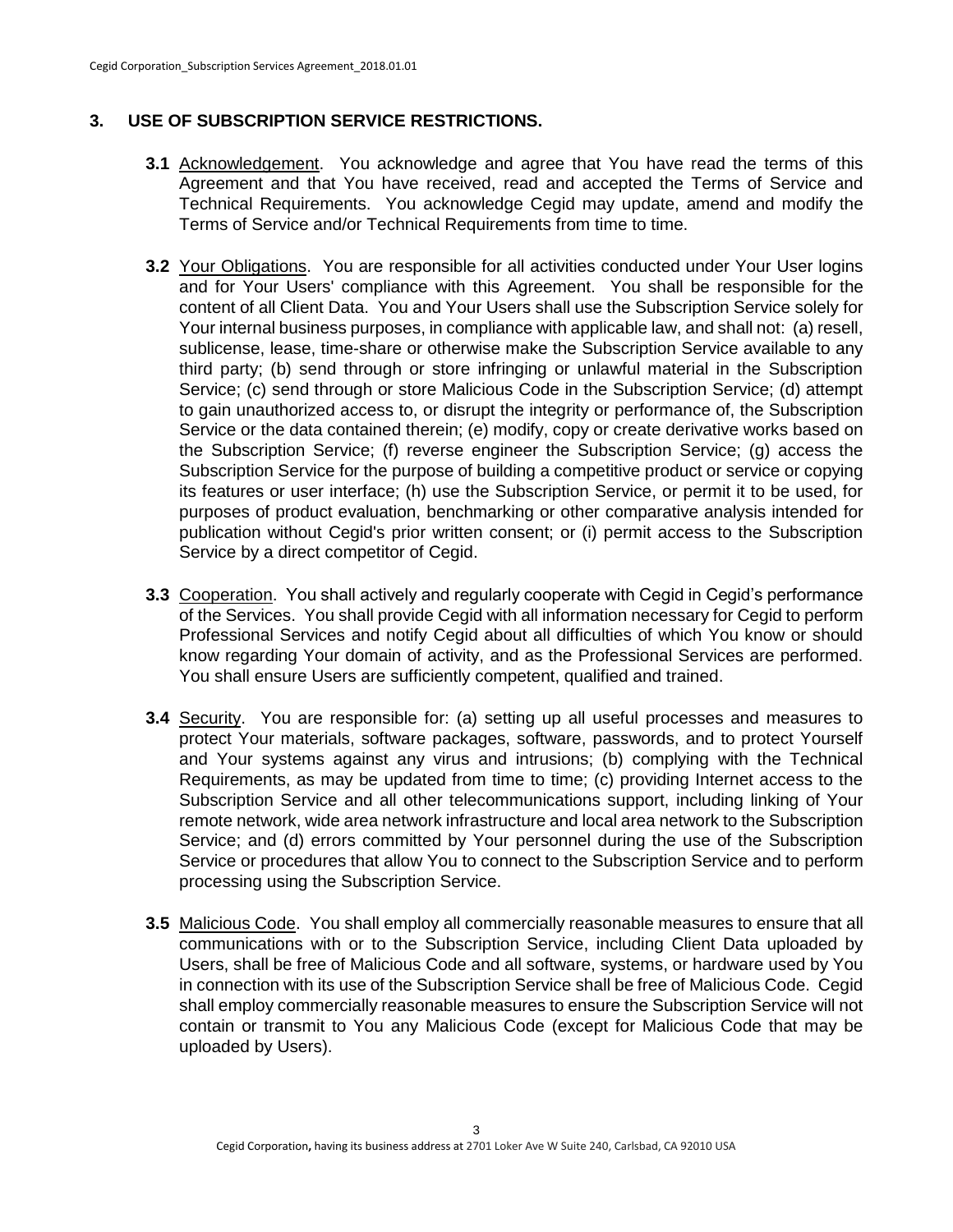## 3. USE OF SUBSCRIPTION SERVICE RESTRICTIONS.

**3.1** Acknowledgement. You acknowledge and agree that You have read the terms of this Agreement and that You have received, read and accepted the Terms of Service and Technical Requirements. You acknowledge Cegid may update, amend and modify the Terms of Service and/or Technical Requirements from time to time.

**3.2** Your Obligations. You are responsible for all activities conducted under Your User logins and for Your Users' compliance with this Agreement. You shall be responsible for the content of all Client Data. You and Your Users shall use the Subscription Service solely for Your internal business purposes, in compliance with applicable law, and shall not: (a) resell, sublicense, lease, time-share or otherwise make the Subscription Service available to any third party; (b) send through or store infringing or unlawful material in the Subscription Service; (c) send through or store Malicious Code in the Subscription Service; (d) attempt to gain unauthorized access to, or disrupt the integrity or performance of, the Subscription Service or the data contained therein; (e) modify, copy or create derivative works based on the Subscription Service; (f) reverse engineer the Subscription Service; (g) access the Subscription Service for the purpose of building a competitive product or service or copying its features or user interface; (h) use the Subscription Service, or permit it to be used, for purposes of product evaluation, benchmarking or other comparative analysis intended for publication without Cegid's prior written consent; or (i) permit access to the Subscription Service by a direct competitor of Cegid.

**3.3** Cooperation. You shall actively and regularly cooperate with Cegid in Cegid's performance of the Services. You shall provide Cegid with all information necessary for Cegid to perform Professional Services and notify Cegid about all difficulties of which You know or should know regarding Your domain of activity, and as the Professional Services are performed. You shall ensure Users are sufficiently competent, qualified and trained.

**3.4** Security. You are responsible for: (a) setting up all useful processes and measures to protect Your materials, software packages, software, passwords, and to protect Yourself and Your systems against any virus and intrusions; (b) complying with the Technical Requirements, as may be updated from time to time; (c) providing Internet access to the Subscription Service and all other telecommunications support, including linking of Your remote network, wide area network infrastructure and local area network to the Subscription Service; and (d) errors committed by Your personnel during the use of the Subscription Service or procedures that allow You to connect to the Subscription Service and to perform processing using the Subscription Service.

**3.5** Malicious Code. You shall employ all commercially reasonable measures to ensure that all communications with or to the Subscription Service, including Client Data uploaded by Users, shall be free of Malicious Code and all software, systems, or hardware used by You in connection with its use of the Subscription Service shall be free of Malicious Code. Cegid shall employ commercially reasonable measures to ensure the Subscription Service will not contain or transmit to You any Malicious Code (except for Malicious Code that may be uploaded by Users).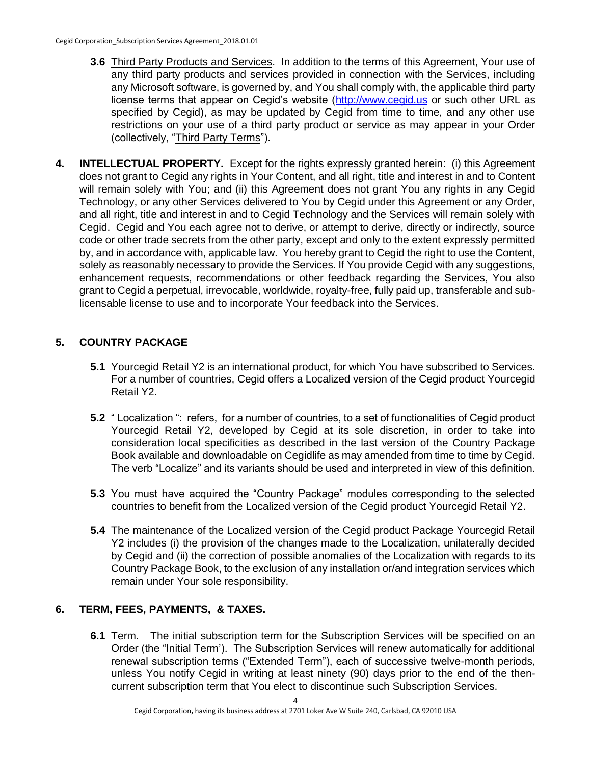**3.6** Third Party Products and Services. In addition to the terms of this Agreement, Your use of any third party products and services provided in connection with the Services, including any Microsoft software, is governed by, and You shall comply with, the applicable third party license terms that appear on Cegid's website (http://www.cegid.us or such other URL as specified by Cegid), as may be updated by Cegid from time to time, and any other use restrictions on your use of a third party product or service as may appear in your Order (collectively, "Third Party Terms").

## 4. INTELLECTUAL PROPERTY.

Except for the rights expressly granted herein: (i) this Agreement does not grant to Cegid any rights in Your Content, and all right, title and interest in and to Content will remain solely with You; and (ii) this Agreement does not grant You any rights in any Cegid Technology, or any other Services delivered to You by Cegid under this Agreement or any Order, and all right, title and interest in and to Cegid Technology and the Services will remain solely with Cegid. Cegid and You each agree not to derive, or attempt to derive, directly or indirectly, source code or other trade secrets from the other party, except and only to the extent expressly permitted by, and in accordance with, applicable law. You hereby grant to Cegid the right to use the Content, solely as reasonably necessary to provide the Services. If You provide Cegid with any suggestions, enhancement requests, recommendations or other feedback regarding the Services, You also grant to Cegid a perpetual, irrevocable, worldwide, royalty-free, fully paid up, transferable and sub-licensable license to use and to incorporate Your feedback into the Services.

## 5. COUNTRY PACKAGE

**5.1** Yourcegid Retail Y2 is an international product, for which You have subscribed to Services. For a number of countries, Cegid offers a Localized version of the Cegid product Yourcegid Retail Y2.

**5.2** " Localization ": refers, for a number of countries, to a set of functionalities of Cegid product Yourcegid Retail Y2, developed by Cegid at its sole discretion, in order to take into consideration local specificities as described in the last version of the Country Package Book available and downloadable on Cegidlife as may amended from time to time by Cegid. The verb "Localize" and its variants should be used and interpreted in view of this definition.

**5.3** You must have acquired the "Country Package" modules corresponding to the selected countries to benefit from the Localized version of the Cegid product Yourcegid Retail Y2.

**5.4** The maintenance of the Localized version of the Cegid product Package Yourcegid Retail Y2 includes (i) the provision of the changes made to the Localization, unilaterally decided by Cegid and (ii) the correction of possible anomalies of the Localization with regards to its Country Package Book, to the exclusion of any installation or/and integration services which remain under Your sole responsibility.

## 6. TERM, FEES, PAYMENTS, & TAXES.

**6.1** Term. The initial subscription term for the Subscription Services will be specified on an Order (the "Initial Term'). The Subscription Services will renew automatically for additional renewal subscription terms ("Extended Term"), each of successive twelve-month periods, unless You notify Cegid in writing at least ninety (90) days prior to the end of the then-current subscription term that You elect to discontinue such Subscription Services.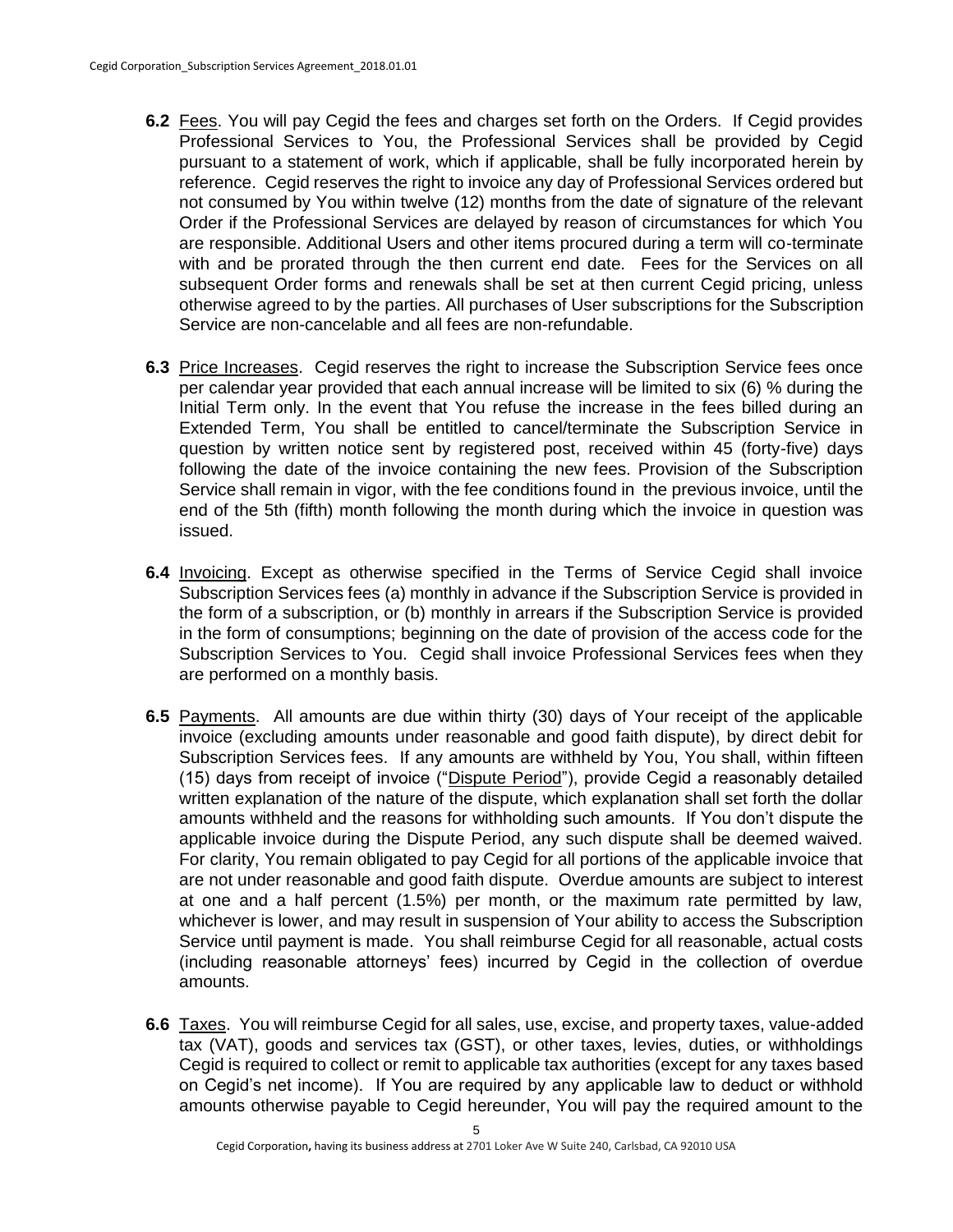**6.2** Fees. You will pay Cegid the fees and charges set forth on the Orders. If Cegid provides Professional Services to You, the Professional Services shall be provided by Cegid pursuant to a statement of work, which if applicable, shall be fully incorporated herein by reference. Cegid reserves the right to invoice any day of Professional Services ordered but not consumed by You within twelve (12) months from the date of signature of the relevant Order if the Professional Services are delayed by reason of circumstances for which You are responsible. Additional Users and other items procured during a term will co-terminate with and be prorated through the then current end date. Fees for the Services on all subsequent Order forms and renewals shall be set at then current Cegid pricing, unless otherwise agreed to by the parties. All purchases of User subscriptions for the Subscription Service are non-cancelable and all fees are non-refundable.

**6.3** Price Increases. Cegid reserves the right to increase the Subscription Service fees once per calendar year provided that each annual increase will be limited to six (6) % during the Initial Term only. In the event that You refuse the increase in the fees billed during an Extended Term, You shall be entitled to cancel/terminate the Subscription Service in question by written notice sent by registered post, received within 45 (forty-five) days following the date of the invoice containing the new fees. Provision of the Subscription Service shall remain in vigor, with the fee conditions found in the previous invoice, until the end of the 5th (fifth) month following the month during which the invoice in question was issued.

**6.4** Invoicing. Except as otherwise specified in the Terms of Service Cegid shall invoice Subscription Services fees (a) monthly in advance if the Subscription Service is provided in the form of a subscription, or (b) monthly in arrears if the Subscription Service is provided in the form of consumptions; beginning on the date of provision of the access code for the Subscription Services to You. Cegid shall invoice Professional Services fees when they are performed on a monthly basis.

**6.5** Payments. All amounts are due within thirty (30) days of Your receipt of the applicable invoice (excluding amounts under reasonable and good faith dispute), by direct debit for Subscription Services fees. If any amounts are withheld by You, You shall, within fifteen (15) days from receipt of invoice ("Dispute Period"), provide Cegid a reasonably detailed written explanation of the nature of the dispute, which explanation shall set forth the dollar amounts withheld and the reasons for withholding such amounts. If You don't dispute the applicable invoice during the Dispute Period, any such dispute shall be deemed waived. For clarity, You remain obligated to pay Cegid for all portions of the applicable invoice that are not under reasonable and good faith dispute. Overdue amounts are subject to interest at one and a half percent (1.5%) per month, or the maximum rate permitted by law, whichever is lower, and may result in suspension of Your ability to access the Subscription Service until payment is made. You shall reimburse Cegid for all reasonable, actual costs (including reasonable attorneys' fees) incurred by Cegid in the collection of overdue amounts.

**6.6** Taxes. You will reimburse Cegid for all sales, use, excise, and property taxes, value-added tax (VAT), goods and services tax (GST), or other taxes, levies, duties, or withholdings Cegid is required to collect or remit to applicable tax authorities (except for any taxes based on Cegid's net income). If You are required by any applicable law to deduct or withhold amounts otherwise payable to Cegid hereunder, You will pay the required amount to the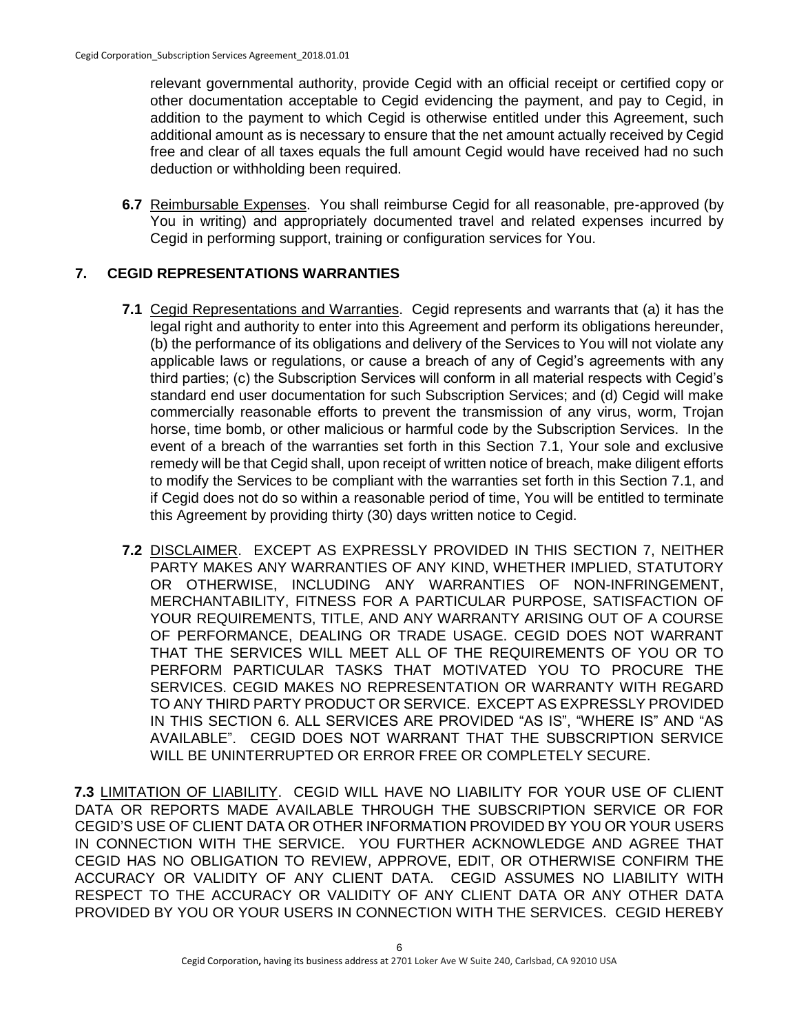relevant governmental authority, provide Cegid with an official receipt or certified copy or other documentation acceptable to Cegid evidencing the payment, and pay to Cegid, in addition to the payment to which Cegid is otherwise entitled under this Agreement, such additional amount as is necessary to ensure that the net amount actually received by Cegid free and clear of all taxes equals the full amount Cegid would have received had no such deduction or withholding been required.

**6.7** Reimbursable Expenses. You shall reimburse Cegid for all reasonable, pre-approved (by You in writing) and appropriately documented travel and related expenses incurred by Cegid in performing support, training or configuration services for You.

## 7. CEGID REPRESENTATIONS WARRANTIES

**7.1** Cegid Representations and Warranties. Cegid represents and warrants that (a) it has the legal right and authority to enter into this Agreement and perform its obligations hereunder, (b) the performance of its obligations and delivery of the Services to You will not violate any applicable laws or regulations, or cause a breach of any of Cegid's agreements with any third parties; (c) the Subscription Services will conform in all material respects with Cegid's standard end user documentation for such Subscription Services; and (d) Cegid will make commercially reasonable efforts to prevent the transmission of any virus, worm, Trojan horse, time bomb, or other malicious or harmful code by the Subscription Services. In the event of a breach of the warranties set forth in this Section 7.1, Your sole and exclusive remedy will be that Cegid shall, upon receipt of written notice of breach, make diligent efforts to modify the Services to be compliant with the warranties set forth in this Section 7.1, and if Cegid does not do so within a reasonable period of time, You will be entitled to terminate this Agreement by providing thirty (30) days written notice to Cegid.

**7.2** DISCLAIMER. EXCEPT AS EXPRESSLY PROVIDED IN THIS SECTION 7, NEITHER PARTY MAKES ANY WARRANTIES OF ANY KIND, WHETHER IMPLIED, STATUTORY OR OTHERWISE, INCLUDING ANY WARRANTIES OF NON-INFRINGEMENT, MERCHANTABILITY, FITNESS FOR A PARTICULAR PURPOSE, SATISFACTION OF YOUR REQUIREMENTS, TITLE, AND ANY WARRANTY ARISING OUT OF A COURSE OF PERFORMANCE, DEALING OR TRADE USAGE. CEGID DOES NOT WARRANT THAT THE SERVICES WILL MEET ALL OF THE REQUIREMENTS OF YOU OR TO PERFORM PARTICULAR TASKS THAT MOTIVATED YOU TO PROCURE THE SERVICES. CEGID MAKES NO REPRESENTATION OR WARRANTY WITH REGARD TO ANY THIRD PARTY PRODUCT OR SERVICE. EXCEPT AS EXPRESSLY PROVIDED IN THIS SECTION 6. ALL SERVICES ARE PROVIDED "AS IS", "WHERE IS" AND "AS AVAILABLE". CEGID DOES NOT WARRANT THAT THE SUBSCRIPTION SERVICE WILL BE UNINTERRUPTED OR ERROR FREE OR COMPLETELY SECURE.

**7.3** LIMITATION OF LIABILITY. CEGID WILL HAVE NO LIABILITY FOR YOUR USE OF CLIENT DATA OR REPORTS MADE AVAILABLE THROUGH THE SUBSCRIPTION SERVICE OR FOR CEGID'S USE OF CLIENT DATA OR OTHER INFORMATION PROVIDED BY YOU OR YOUR USERS IN CONNECTION WITH THE SERVICE. YOU FURTHER ACKNOWLEDGE AND AGREE THAT CEGID HAS NO OBLIGATION TO REVIEW, APPROVE, EDIT, OR OTHERWISE CONFIRM THE ACCURACY OR VALIDITY OF ANY CLIENT DATA. CEGID ASSUMES NO LIABILITY WITH RESPECT TO THE ACCURACY OR VALIDITY OF ANY CLIENT DATA OR ANY OTHER DATA PROVIDED BY YOU OR YOUR USERS IN CONNECTION WITH THE SERVICES. CEGID HEREBY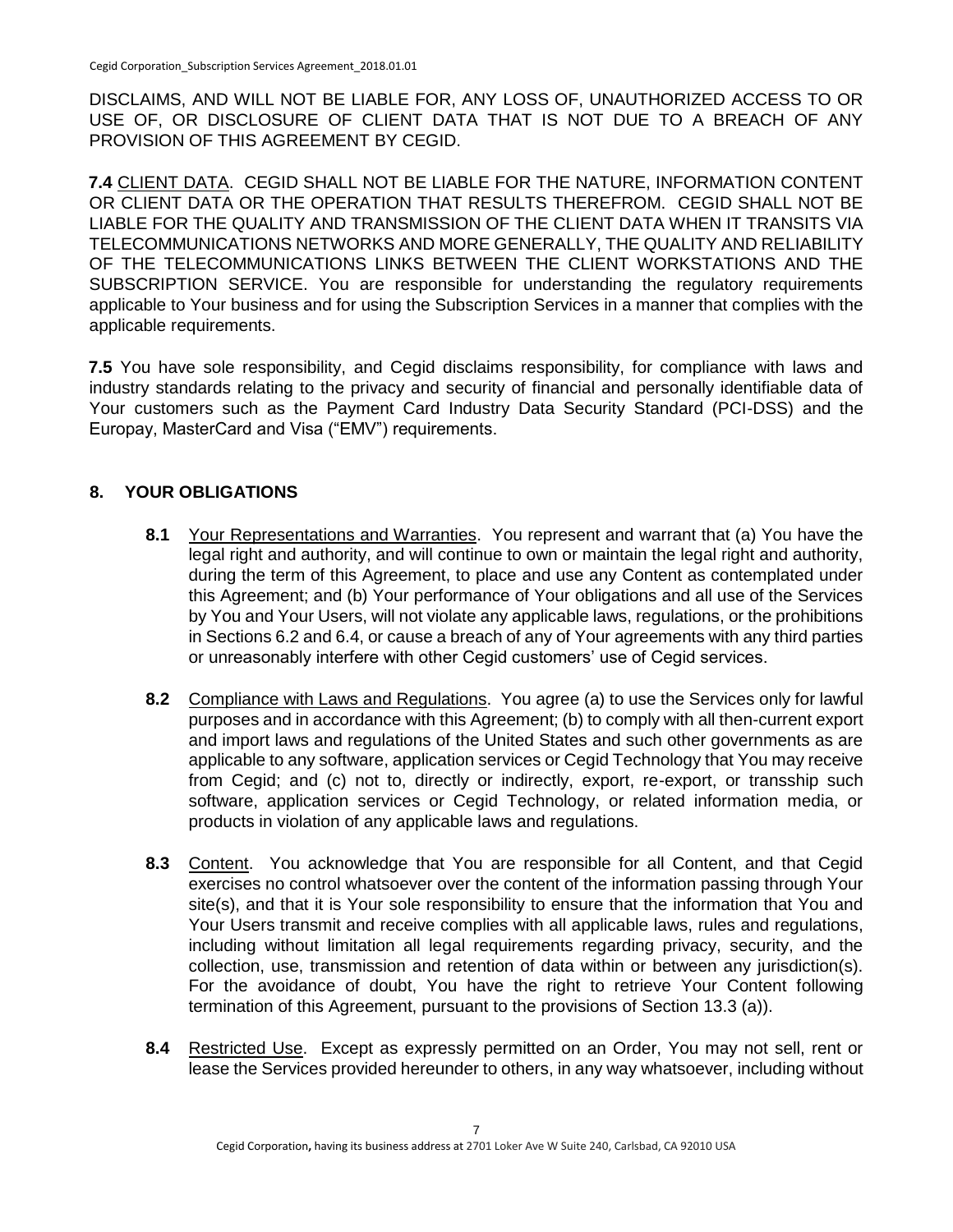DISCLAIMS, AND WILL NOT BE LIABLE FOR, ANY LOSS OF, UNAUTHORIZED ACCESS TO OR USE OF, OR DISCLOSURE OF CLIENT DATA THAT IS NOT DUE TO A BREACH OF ANY PROVISION OF THIS AGREEMENT BY CEGID.

**7.4** CLIENT DATA. CEGID SHALL NOT BE LIABLE FOR THE NATURE, INFORMATION CONTENT OR CLIENT DATA OR THE OPERATION THAT RESULTS THEREFROM. CEGID SHALL NOT BE LIABLE FOR THE QUALITY AND TRANSMISSION OF THE CLIENT DATA WHEN IT TRANSITS VIA TELECOMMUNICATIONS NETWORKS AND MORE GENERALLY, THE QUALITY AND RELIABILITY OF THE TELECOMMUNICATIONS LINKS BETWEEN THE CLIENT WORKSTATIONS AND THE SUBSCRIPTION SERVICE. You are responsible for understanding the regulatory requirements applicable to Your business and for using the Subscription Services in a manner that complies with the applicable requirements.

**7.5** You have sole responsibility, and Cegid disclaims responsibility, for compliance with laws and industry standards relating to the privacy and security of financial and personally identifiable data of Your customers such as the Payment Card Industry Data Security Standard (PCI-DSS) and the Europay, MasterCard and Visa ("EMV") requirements.

## 8. YOUR OBLIGATIONS

**8.1** Your Representations and Warranties. You represent and warrant that (a) You have the legal right and authority, and will continue to own or maintain the legal right and authority, during the term of this Agreement, to place and use any Content as contemplated under this Agreement; and (b) Your performance of Your obligations and all use of the Services by You and Your Users, will not violate any applicable laws, regulations, or the prohibitions in Sections 6.2 and 6.4, or cause a breach of any of Your agreements with any third parties or unreasonably interfere with other Cegid customers' use of Cegid services.

**8.2** Compliance with Laws and Regulations. You agree (a) to use the Services only for lawful purposes and in accordance with this Agreement; (b) to comply with all then-current export and import laws and regulations of the United States and such other governments as are applicable to any software, application services or Cegid Technology that You may receive from Cegid; and (c) not to, directly or indirectly, export, re-export, or transship such software, application services or Cegid Technology, or related information media, or products in violation of any applicable laws and regulations.

**8.3** Content. You acknowledge that You are responsible for all Content, and that Cegid exercises no control whatsoever over the content of the information passing through Your site(s), and that it is Your sole responsibility to ensure that the information that You and Your Users transmit and receive complies with all applicable laws, rules and regulations, including without limitation all legal requirements regarding privacy, security, and the collection, use, transmission and retention of data within or between any jurisdiction(s). For the avoidance of doubt, You have the right to retrieve Your Content following termination of this Agreement, pursuant to the provisions of Section 13.3 (a)).

**8.4** Restricted Use. Except as expressly permitted on an Order, You may not sell, rent or lease the Services provided hereunder to others, in any way whatsoever, including without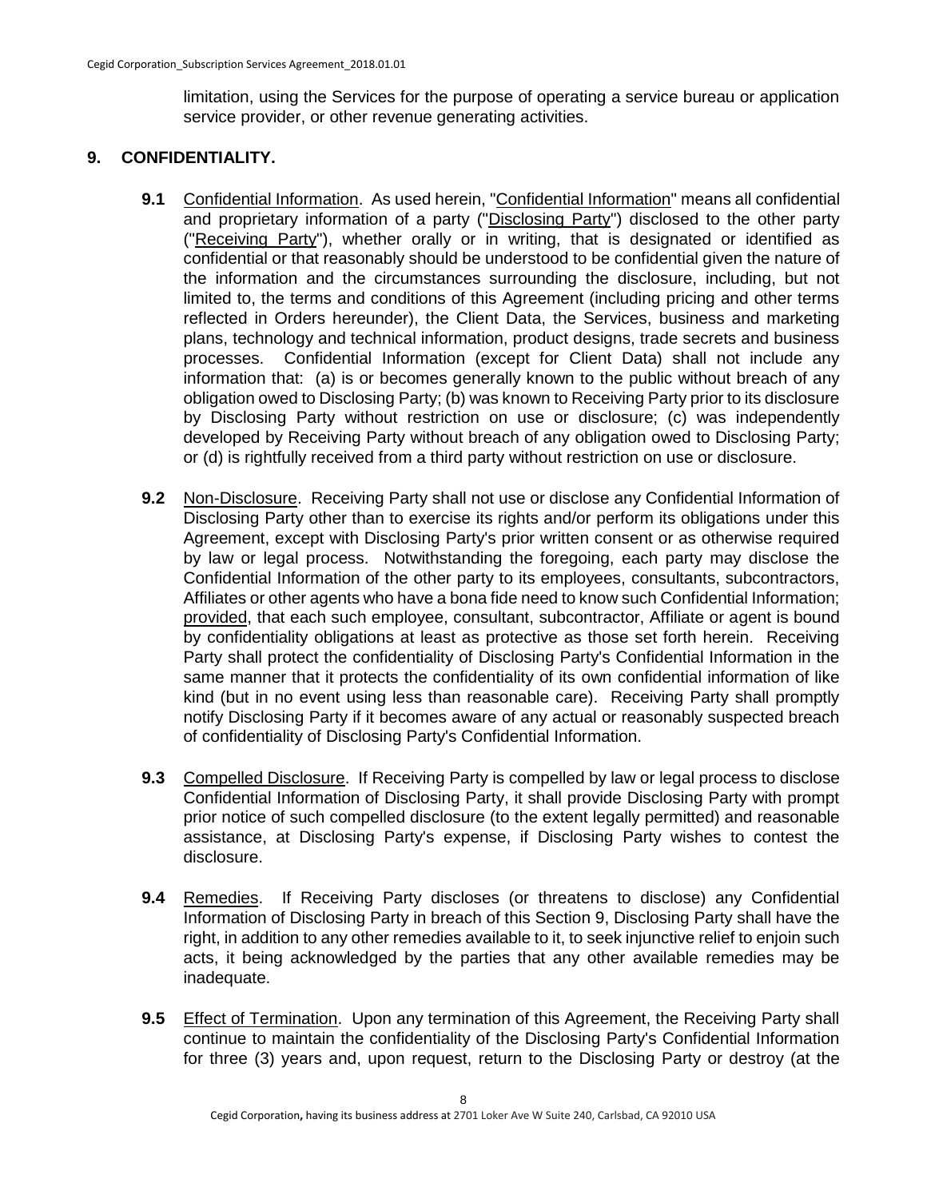limitation, using the Services for the purpose of operating a service bureau or application service provider, or other revenue generating activities.

## 9. CONFIDENTIALITY.

**9.1** Confidential Information. As used herein, "Confidential Information" means all confidential and proprietary information of a party ("Disclosing Party") disclosed to the other party ("Receiving Party"), whether orally or in writing, that is designated or identified as confidential or that reasonably should be understood to be confidential given the nature of the information and the circumstances surrounding the disclosure, including, but not limited to, the terms and conditions of this Agreement (including pricing and other terms reflected in Orders hereunder), the Client Data, the Services, business and marketing plans, technology and technical information, product designs, trade secrets and business processes. Confidential Information (except for Client Data) shall not include any information that: (a) is or becomes generally known to the public without breach of any obligation owed to Disclosing Party; (b) was known to Receiving Party prior to its disclosure by Disclosing Party without restriction on use or disclosure; (c) was independently developed by Receiving Party without breach of any obligation owed to Disclosing Party; or (d) is rightfully received from a third party without restriction on use or disclosure.

**9.2** Non-Disclosure. Receiving Party shall not use or disclose any Confidential Information of Disclosing Party other than to exercise its rights and/or perform its obligations under this Agreement, except with Disclosing Party's prior written consent or as otherwise required by law or legal process. Notwithstanding the foregoing, each party may disclose the Confidential Information of the other party to its employees, consultants, subcontractors, Affiliates or other agents who have a bona fide need to know such Confidential Information; provided, that each such employee, consultant, subcontractor, Affiliate or agent is bound by confidentiality obligations at least as protective as those set forth herein. Receiving Party shall protect the confidentiality of Disclosing Party's Confidential Information in the same manner that it protects the confidentiality of its own confidential information of like kind (but in no event using less than reasonable care). Receiving Party shall promptly notify Disclosing Party if it becomes aware of any actual or reasonably suspected breach of confidentiality of Disclosing Party's Confidential Information.

**9.3** Compelled Disclosure. If Receiving Party is compelled by law or legal process to disclose Confidential Information of Disclosing Party, it shall provide Disclosing Party with prompt prior notice of such compelled disclosure (to the extent legally permitted) and reasonable assistance, at Disclosing Party's expense, if Disclosing Party wishes to contest the disclosure.

**9.4** Remedies. If Receiving Party discloses (or threatens to disclose) any Confidential Information of Disclosing Party in breach of this Section 9, Disclosing Party shall have the right, in addition to any other remedies available to it, to seek injunctive relief to enjoin such acts, it being acknowledged by the parties that any other available remedies may be inadequate.

**9.5** Effect of Termination. Upon any termination of this Agreement, the Receiving Party shall continue to maintain the confidentiality of the Disclosing Party's Confidential Information for three (3) years and, upon request, return to the Disclosing Party or destroy (at the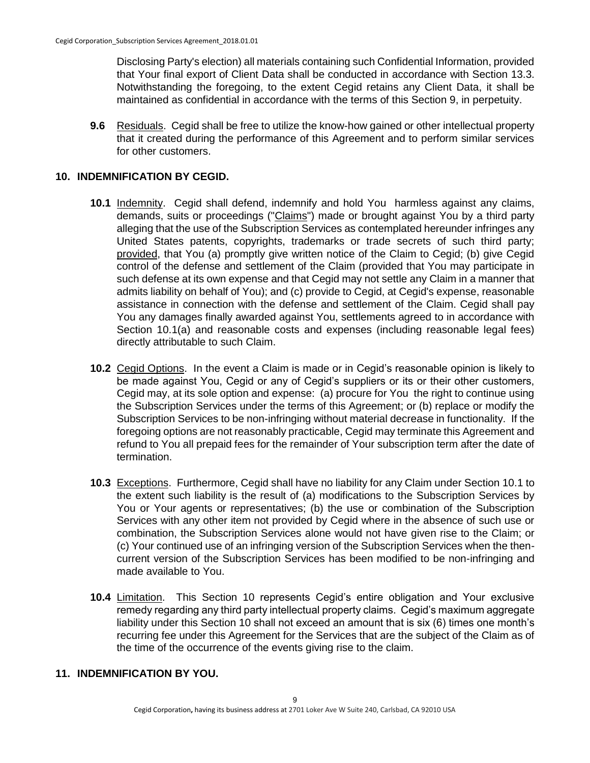Disclosing Party's election) all materials containing such Confidential Information, provided that Your final export of Client Data shall be conducted in accordance with Section 13.3. Notwithstanding the foregoing, to the extent Cegid retains any Client Data, it shall be maintained as confidential in accordance with the terms of this Section 9, in perpetuity.

**9.6** Residuals. Cegid shall be free to utilize the know-how gained or other intellectual property that it created during the performance of this Agreement and to perform similar services for other customers.

## 10. INDEMNIFICATION BY CEGID.

**10.1** Indemnity. Cegid shall defend, indemnify and hold You harmless against any claims, demands, suits or proceedings ("Claims") made or brought against You by a third party alleging that the use of the Subscription Services as contemplated hereunder infringes any United States patents, copyrights, trademarks or trade secrets of such third party; provided, that You (a) promptly give written notice of the Claim to Cegid; (b) give Cegid control of the defense and settlement of the Claim (provided that You may participate in such defense at its own expense and that Cegid may not settle any Claim in a manner that admits liability on behalf of You); and (c) provide to Cegid, at Cegid's expense, reasonable assistance in connection with the defense and settlement of the Claim. Cegid shall pay You any damages finally awarded against You, settlements agreed to in accordance with Section 10.1(a) and reasonable costs and expenses (including reasonable legal fees) directly attributable to such Claim.

**10.2** Cegid Options. In the event a Claim is made or in Cegid's reasonable opinion is likely to be made against You, Cegid or any of Cegid's suppliers or its or their other customers, Cegid may, at its sole option and expense: (a) procure for You the right to continue using the Subscription Services under the terms of this Agreement; or (b) replace or modify the Subscription Services to be non-infringing without material decrease in functionality. If the foregoing options are not reasonably practicable, Cegid may terminate this Agreement and refund to You all prepaid fees for the remainder of Your subscription term after the date of termination.

**10.3** Exceptions. Furthermore, Cegid shall have no liability for any Claim under Section 10.1 to the extent such liability is the result of (a) modifications to the Subscription Services by You or Your agents or representatives; (b) the use or combination of the Subscription Services with any other item not provided by Cegid where in the absence of such use or combination, the Subscription Services alone would not have given rise to the Claim; or (c) Your continued use of an infringing version of the Subscription Services when the then-current version of the Subscription Services has been modified to be non-infringing and made available to You.

**10.4** Limitation. This Section 10 represents Cegid's entire obligation and Your exclusive remedy regarding any third party intellectual property claims. Cegid's maximum aggregate liability under this Section 10 shall not exceed an amount that is six (6) times one month's recurring fee under this Agreement for the Services that are the subject of the Claim as of the time of the occurrence of the events giving rise to the claim.

## 11. INDEMNIFICATION BY YOU.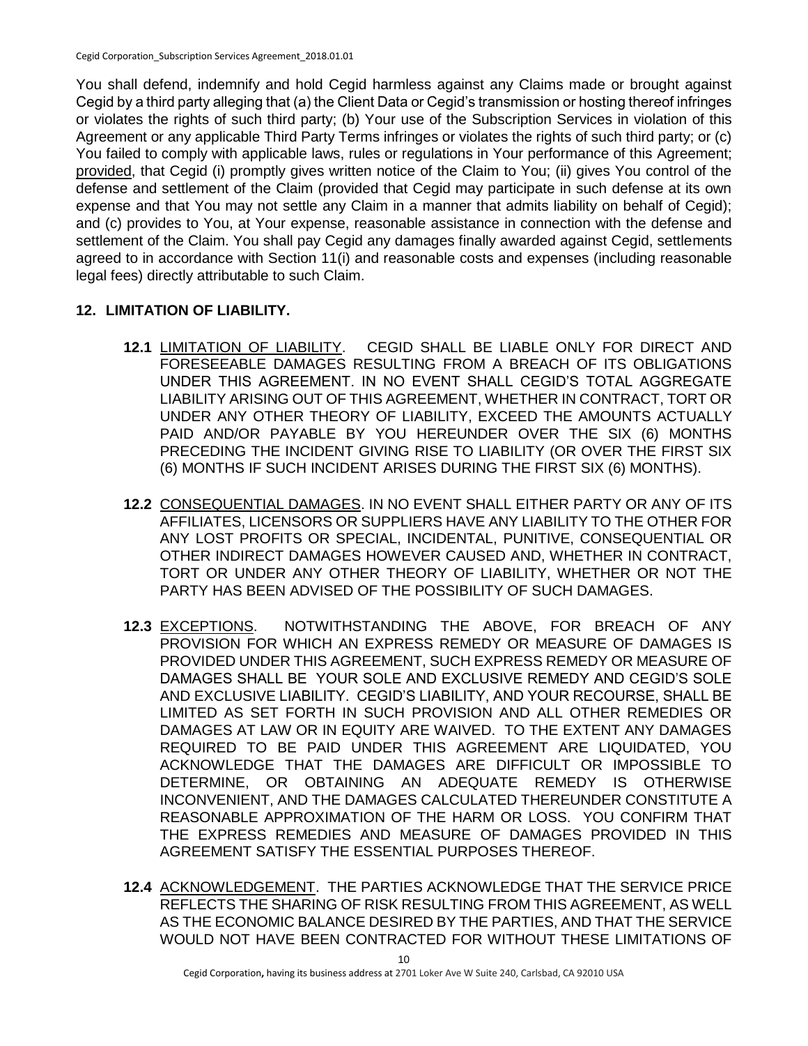You shall defend, indemnify and hold Cegid harmless against any Claims made or brought against Cegid by a third party alleging that (a) the Client Data or Cegid's transmission or hosting thereof infringes or violates the rights of such third party; (b) Your use of the Subscription Services in violation of this Agreement or any applicable Third Party Terms infringes or violates the rights of such third party; or (c) You failed to comply with applicable laws, rules or regulations in Your performance of this Agreement; provided, that Cegid (i) promptly gives written notice of the Claim to You; (ii) gives You control of the defense and settlement of the Claim (provided that Cegid may participate in such defense at its own expense and that You may not settle any Claim in a manner that admits liability on behalf of Cegid); and (c) provides to You, at Your expense, reasonable assistance in connection with the defense and settlement of the Claim. You shall pay Cegid any damages finally awarded against Cegid, settlements agreed to in accordance with Section 11(i) and reasonable costs and expenses (including reasonable legal fees) directly attributable to such Claim.

## 12. LIMITATION OF LIABILITY.

**12.1** LIMITATION OF LIABILITY. CEGID SHALL BE LIABLE ONLY FOR DIRECT AND FORESEEABLE DAMAGES RESULTING FROM A BREACH OF ITS OBLIGATIONS UNDER THIS AGREEMENT. IN NO EVENT SHALL CEGID'S TOTAL AGGREGATE LIABILITY ARISING OUT OF THIS AGREEMENT, WHETHER IN CONTRACT, TORT OR UNDER ANY OTHER THEORY OF LIABILITY, EXCEED THE AMOUNTS ACTUALLY PAID AND/OR PAYABLE BY YOU HEREUNDER OVER THE SIX (6) MONTHS PRECEDING THE INCIDENT GIVING RISE TO LIABILITY (OR OVER THE FIRST SIX (6) MONTHS IF SUCH INCIDENT ARISES DURING THE FIRST SIX (6) MONTHS).

**12.2** CONSEQUENTIAL DAMAGES. IN NO EVENT SHALL EITHER PARTY OR ANY OF ITS AFFILIATES, LICENSORS OR SUPPLIERS HAVE ANY LIABILITY TO THE OTHER FOR ANY LOST PROFITS OR SPECIAL, INCIDENTAL, PUNITIVE, CONSEQUENTIAL OR OTHER INDIRECT DAMAGES HOWEVER CAUSED AND, WHETHER IN CONTRACT, TORT OR UNDER ANY OTHER THEORY OF LIABILITY, WHETHER OR NOT THE PARTY HAS BEEN ADVISED OF THE POSSIBILITY OF SUCH DAMAGES.

**12.3** EXCEPTIONS. NOTWITHSTANDING THE ABOVE, FOR BREACH OF ANY PROVISION FOR WHICH AN EXPRESS REMEDY OR MEASURE OF DAMAGES IS PROVIDED UNDER THIS AGREEMENT, SUCH EXPRESS REMEDY OR MEASURE OF DAMAGES SHALL BE YOUR SOLE AND EXCLUSIVE REMEDY AND CEGID'S SOLE AND EXCLUSIVE LIABILITY. CEGID'S LIABILITY, AND YOUR RECOURSE, SHALL BE LIMITED AS SET FORTH IN SUCH PROVISION AND ALL OTHER REMEDIES OR DAMAGES AT LAW OR IN EQUITY ARE WAIVED. TO THE EXTENT ANY DAMAGES REQUIRED TO BE PAID UNDER THIS AGREEMENT ARE LIQUIDATED, YOU ACKNOWLEDGE THAT THE DAMAGES ARE DIFFICULT OR IMPOSSIBLE TO DETERMINE, OR OBTAINING AN ADEQUATE REMEDY IS OTHERWISE INCONVENIENT, AND THE DAMAGES CALCULATED THEREUNDER CONSTITUTE A REASONABLE APPROXIMATION OF THE HARM OR LOSS. YOU CONFIRM THAT THE EXPRESS REMEDIES AND MEASURE OF DAMAGES PROVIDED IN THIS AGREEMENT SATISFY THE ESSENTIAL PURPOSES THEREOF.

**12.4** ACKNOWLEDGEMENT. THE PARTIES ACKNOWLEDGE THAT THE SERVICE PRICE REFLECTS THE SHARING OF RISK RESULTING FROM THIS AGREEMENT, AS WELL AS THE ECONOMIC BALANCE DESIRED BY THE PARTIES, AND THAT THE SERVICE WOULD NOT HAVE BEEN CONTRACTED FOR WITHOUT THESE LIMITATIONS OF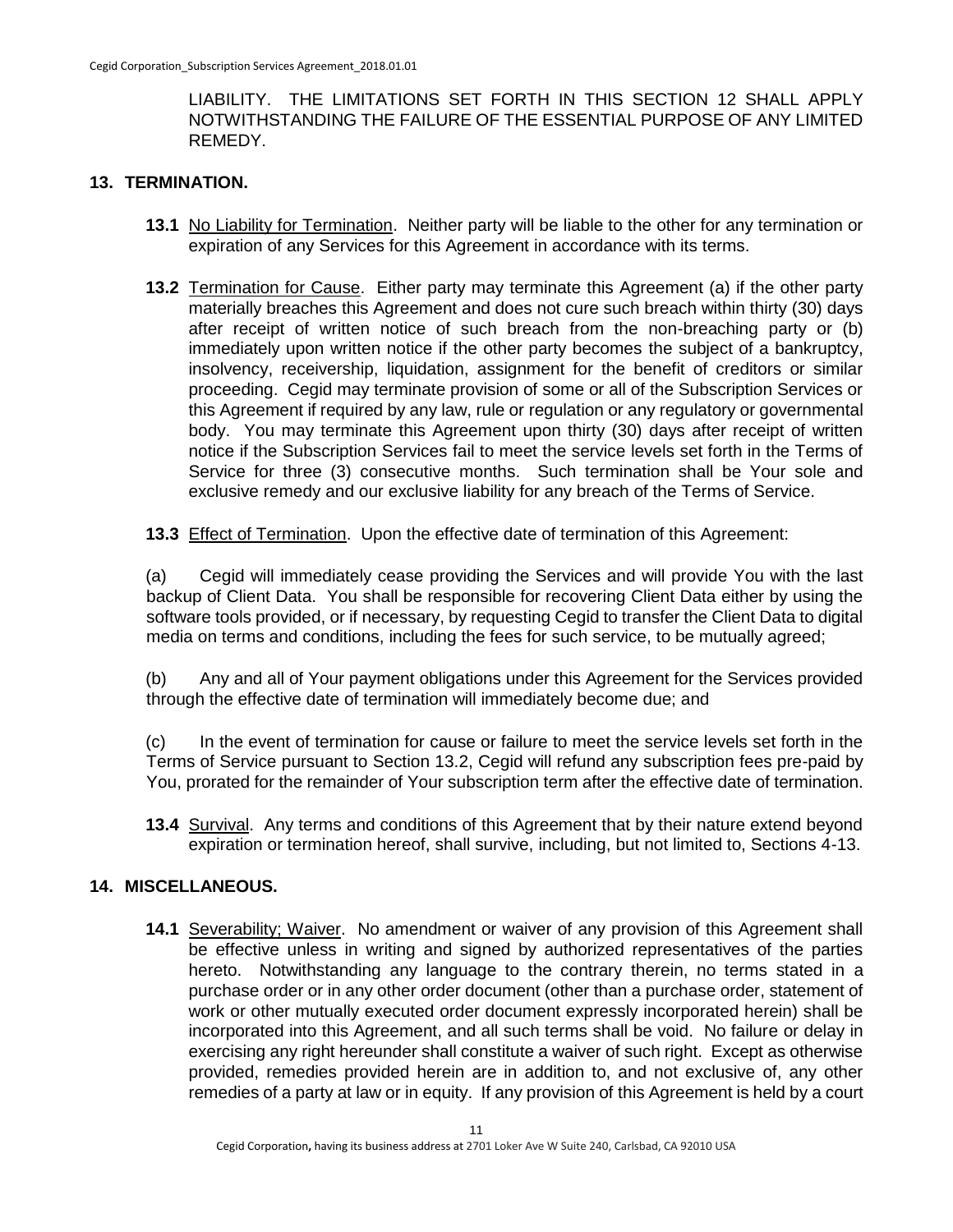LIABILITY. THE LIMITATIONS SET FORTH IN THIS SECTION 12 SHALL APPLY NOTWITHSTANDING THE FAILURE OF THE ESSENTIAL PURPOSE OF ANY LIMITED REMEDY.

## 13. TERMINATION.

**13.1** No Liability for Termination. Neither party will be liable to the other for any termination or expiration of any Services for this Agreement in accordance with its terms.

**13.2** Termination for Cause. Either party may terminate this Agreement (a) if the other party materially breaches this Agreement and does not cure such breach within thirty (30) days after receipt of written notice of such breach from the non-breaching party or (b) immediately upon written notice if the other party becomes the subject of a bankruptcy, insolvency, receivership, liquidation, assignment for the benefit of creditors or similar proceeding. Cegid may terminate provision of some or all of the Subscription Services or this Agreement if required by any law, rule or regulation or any regulatory or governmental body. You may terminate this Agreement upon thirty (30) days after receipt of written notice if the Subscription Services fail to meet the service levels set forth in the Terms of Service for three (3) consecutive months. Such termination shall be Your sole and exclusive remedy and our exclusive liability for any breach of the Terms of Service.

**13.3** Effect of Termination. Upon the effective date of termination of this Agreement:

(a) Cegid will immediately cease providing the Services and will provide You with the last backup of Client Data. You shall be responsible for recovering Client Data either by using the software tools provided, or if necessary, by requesting Cegid to transfer the Client Data to digital media on terms and conditions, including the fees for such service, to be mutually agreed;

(b) Any and all of Your payment obligations under this Agreement for the Services provided through the effective date of termination will immediately become due; and

(c) In the event of termination for cause or failure to meet the service levels set forth in the Terms of Service pursuant to Section 13.2, Cegid will refund any subscription fees pre-paid by You, prorated for the remainder of Your subscription term after the effective date of termination.

**13.4** Survival. Any terms and conditions of this Agreement that by their nature extend beyond expiration or termination hereof, shall survive, including, but not limited to, Sections 4-13.

## 14. MISCELLANEOUS.

**14.1** Severability; Waiver. No amendment or waiver of any provision of this Agreement shall be effective unless in writing and signed by authorized representatives of the parties hereto. Notwithstanding any language to the contrary therein, no terms stated in a purchase order or in any other order document (other than a purchase order, statement of work or other mutually executed order document expressly incorporated herein) shall be incorporated into this Agreement, and all such terms shall be void. No failure or delay in exercising any right hereunder shall constitute a waiver of such right. Except as otherwise provided, remedies provided herein are in addition to, and not exclusive of, any other remedies of a party at law or in equity. If any provision of this Agreement is held by a court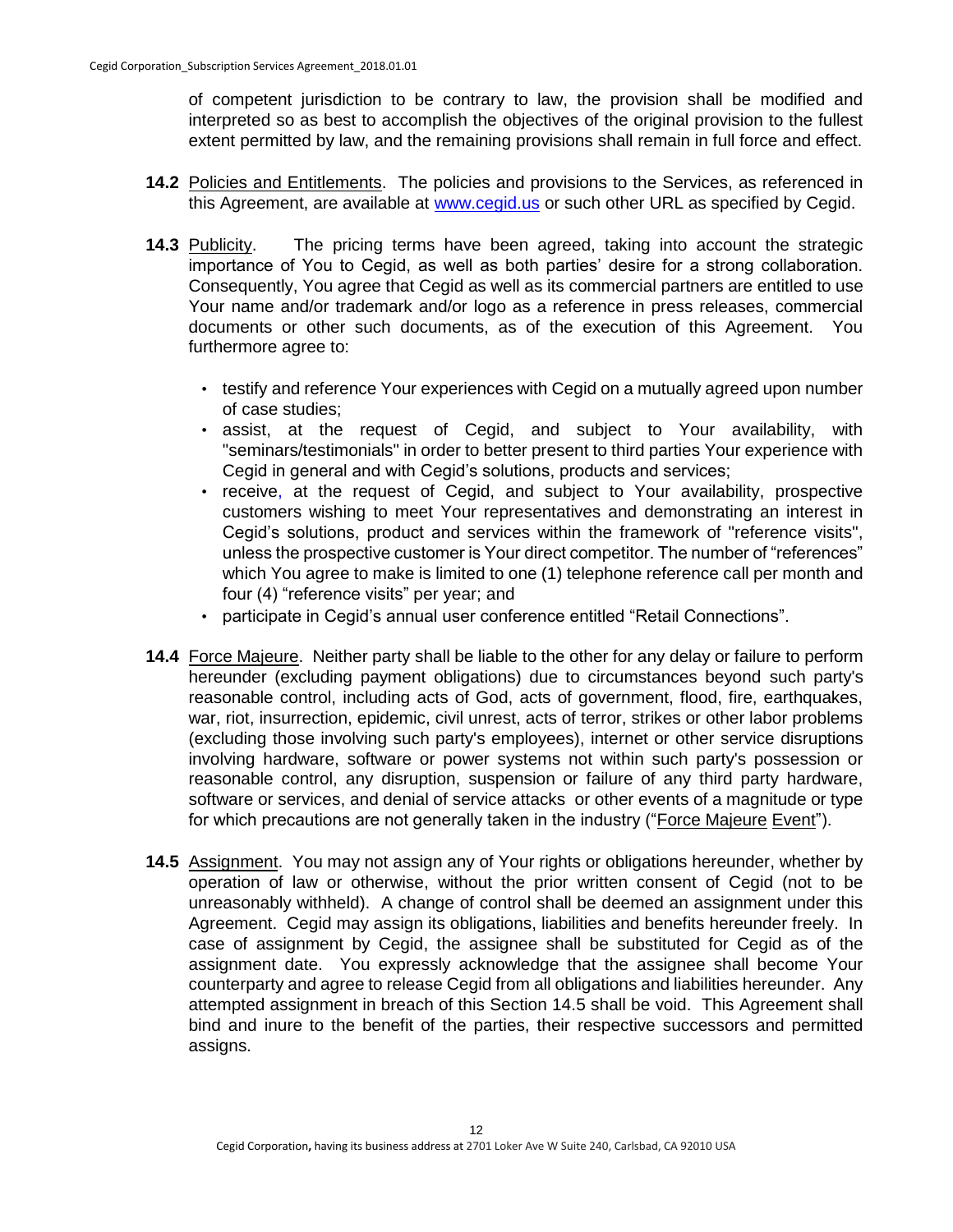of competent jurisdiction to be contrary to law, the provision shall be modified and interpreted so as best to accomplish the objectives of the original provision to the fullest extent permitted by law, and the remaining provisions shall remain in full force and effect.

**14.2** Policies and Entitlements. The policies and provisions to the Services, as referenced in this Agreement, are available at www.cegid.us or such other URL as specified by Cegid.

**14.3** Publicity. The pricing terms have been agreed, taking into account the strategic importance of You to Cegid, as well as both parties' desire for a strong collaboration. Consequently, You agree that Cegid as well as its commercial partners are entitled to use Your name and/or trademark and/or logo as a reference in press releases, commercial documents or other such documents, as of the execution of this Agreement. You furthermore agree to:

- testify and reference Your experiences with Cegid on a mutually agreed upon number of case studies;
- assist, at the request of Cegid, and subject to Your availability, with "seminars/testimonials" in order to better present to third parties Your experience with Cegid in general and with Cegid's solutions, products and services;
- receive, at the request of Cegid, and subject to Your availability, prospective customers wishing to meet Your representatives and demonstrating an interest in Cegid's solutions, product and services within the framework of "reference visits", unless the prospective customer is Your direct competitor. The number of "references" which You agree to make is limited to one (1) telephone reference call per month and four (4) "reference visits" per year; and
- participate in Cegid's annual user conference entitled "Retail Connections".

**14.4** Force Majeure. Neither party shall be liable to the other for any delay or failure to perform hereunder (excluding payment obligations) due to circumstances beyond such party's reasonable control, including acts of God, acts of government, flood, fire, earthquakes, war, riot, insurrection, epidemic, civil unrest, acts of terror, strikes or other labor problems (excluding those involving such party's employees), internet or other service disruptions involving hardware, software or power systems not within such party's possession or reasonable control, any disruption, suspension or failure of any third party hardware, software or services, and denial of service attacks or other events of a magnitude or type for which precautions are not generally taken in the industry ("Force Majeure Event").

**14.5** Assignment. You may not assign any of Your rights or obligations hereunder, whether by operation of law or otherwise, without the prior written consent of Cegid (not to be unreasonably withheld). A change of control shall be deemed an assignment under this Agreement. Cegid may assign its obligations, liabilities and benefits hereunder freely. In case of assignment by Cegid, the assignee shall be substituted for Cegid as of the assignment date. You expressly acknowledge that the assignee shall become Your counterparty and agree to release Cegid from all obligations and liabilities hereunder. Any attempted assignment in breach of this Section 14.5 shall be void. This Agreement shall bind and inure to the benefit of the parties, their respective successors and permitted assigns.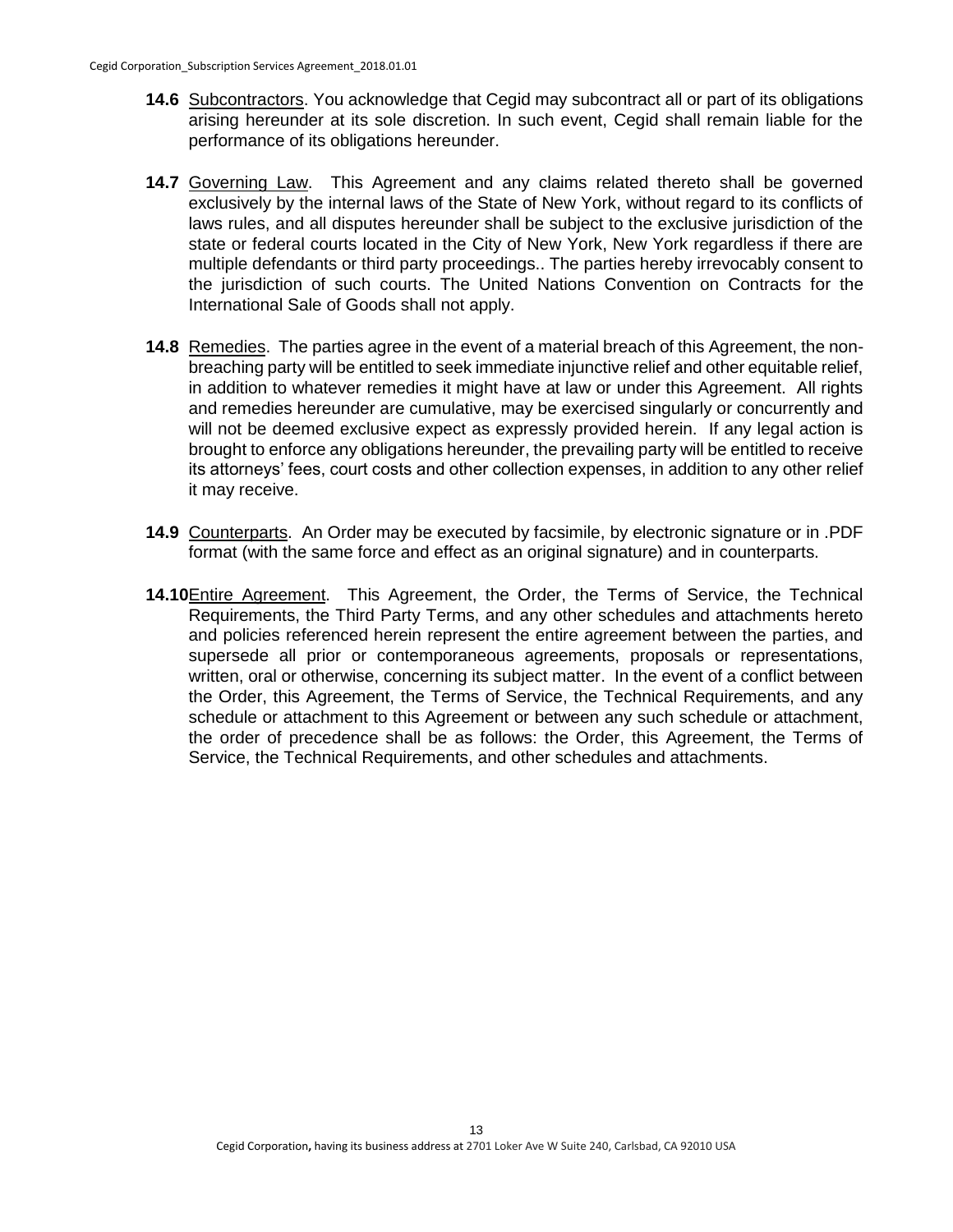**14.6** Subcontractors. You acknowledge that Cegid may subcontract all or part of its obligations arising hereunder at its sole discretion. In such event, Cegid shall remain liable for the performance of its obligations hereunder.

**14.7** Governing Law. This Agreement and any claims related thereto shall be governed exclusively by the internal laws of the State of New York, without regard to its conflicts of laws rules, and all disputes hereunder shall be subject to the exclusive jurisdiction of the state or federal courts located in the City of New York, New York regardless if there are multiple defendants or third party proceedings.. The parties hereby irrevocably consent to the jurisdiction of such courts. The United Nations Convention on Contracts for the International Sale of Goods shall not apply.

**14.8** Remedies. The parties agree in the event of a material breach of this Agreement, the non-breaching party will be entitled to seek immediate injunctive relief and other equitable relief, in addition to whatever remedies it might have at law or under this Agreement. All rights and remedies hereunder are cumulative, may be exercised singularly or concurrently and will not be deemed exclusive expect as expressly provided herein. If any legal action is brought to enforce any obligations hereunder, the prevailing party will be entitled to receive its attorneys' fees, court costs and other collection expenses, in addition to any other relief it may receive.

**14.9** Counterparts. An Order may be executed by facsimile, by electronic signature or in .PDF format (with the same force and effect as an original signature) and in counterparts.

**14.10** Entire Agreement. This Agreement, the Order, the Terms of Service, the Technical Requirements, the Third Party Terms, and any other schedules and attachments hereto and policies referenced herein represent the entire agreement between the parties, and supersede all prior or contemporaneous agreements, proposals or representations, written, oral or otherwise, concerning its subject matter. In the event of a conflict between the Order, this Agreement, the Terms of Service, the Technical Requirements, and any schedule or attachment to this Agreement or between any such schedule or attachment, the order of precedence shall be as follows: the Order, this Agreement, the Terms of Service, the Technical Requirements, and other schedules and attachments.